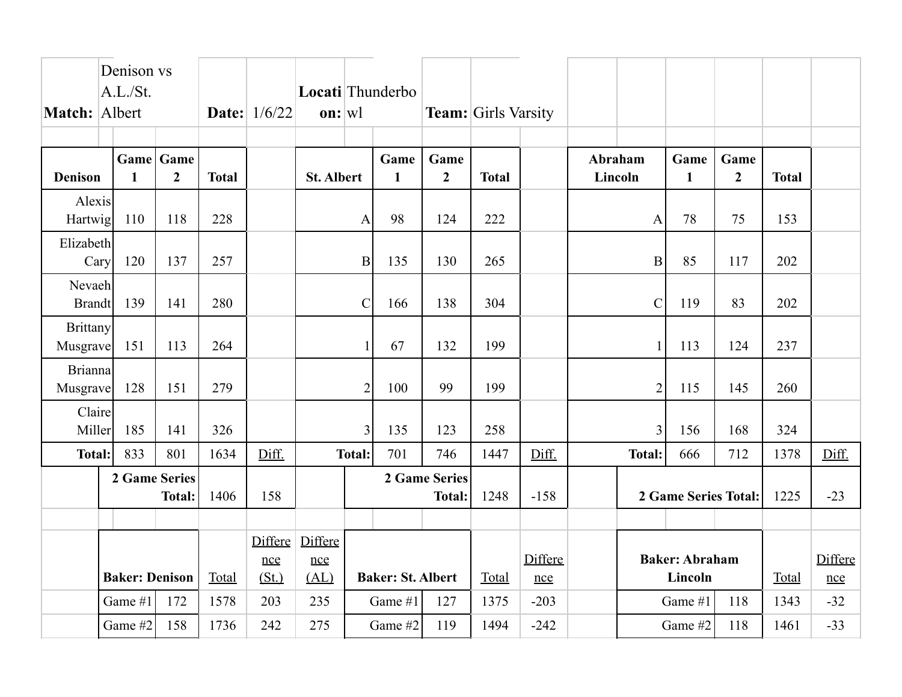**Match:** Denison vs A.L./St. Albert **Date:** 1/6/22 **Location:** Thunderbowl **Team:** Girls Varsity

| Denison | Game 1 | Game 2 | Total | |
|---|---|---|---|---|
| Alexis Hartwig | 110 | 118 | 228 | |
| Elizabeth Cary | 120 | 137 | 257 | |
| Nevaeh Brandt | 139 | 141 | 280 | |
| Brittany Musgrave | 151 | 113 | 264 | |
| Brianna Musgrave | 128 | 151 | 279 | |
| Claire Miller | 185 | 141 | 326 | |
| Total: | 833 | 801 | 1634 | Diff. |
| | 2 Game Series Total: | | 1406 | 158 |

| St. Albert | Game 1 | Game 2 | Total | |
|---|---|---|---|---|
| A | 98 | 124 | 222 | |
| B | 135 | 130 | 265 | |
| C | 166 | 138 | 304 | |
| 1 | 67 | 132 | 199 | |
| 2 | 100 | 99 | 199 | |
| 3 | 135 | 123 | 258 | |
| Total: | 701 | 746 | 1447 | Diff. |
| | 2 Game Series Total: | | 1248 | -158 |

| Abraham Lincoln | Game 1 | Game 2 | Total | |
|---|---|---|---|---|
| A | 78 | 75 | 153 | |
| B | 85 | 117 | 202 | |
| C | 119 | 83 | 202 | |
| 1 | 113 | 124 | 237 | |
| 2 | 115 | 145 | 260 | |
| 3 | 156 | 168 | 324 | |
| Total: | 666 | 712 | 1378 | Diff. |
| | 2 Game Series Total: | | 1225 | -23 |

| Baker: Denison | | Total | Difference (St.) | Difference (AL) |
|---|---|---|---|---|
| Game #1 | 172 | 1578 | 203 | 235 |
| Game #2 | 158 | 1736 | 242 | 275 |

| Baker: St. Albert | | Total | Difference |
|---|---|---|---|
| Game #1 | 127 | 1375 | -203 |
| Game #2 | 119 | 1494 | -242 |

| Baker: Abraham Lincoln | | Total | Difference |
|---|---|---|---|
| Game #1 | 118 | 1343 | -32 |
| Game #2 | 118 | 1461 | -33 |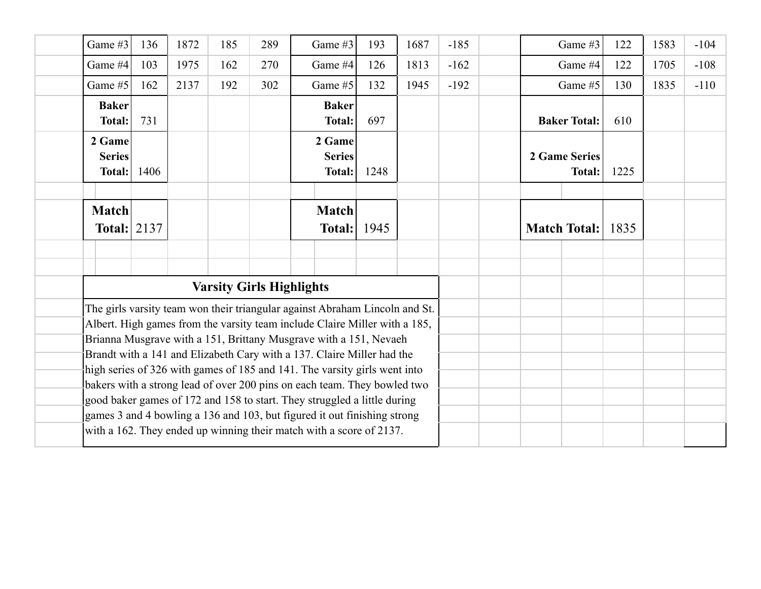| Game #3 | 136 | 1872 | 185 | 289 | Game #3 | 193 | 1687 | -185 | Game #3 | 122 | 1583 | -104 |
|---|---|---|---|---|---|---|---|---|---|---|---|---|
| Game #4 | 103 | 1975 | 162 | 270 | Game #4 | 126 | 1813 | -162 | Game #4 | 122 | 1705 | -108 |
| Game #5 | 162 | 2137 | 192 | 302 | Game #5 | 132 | 1945 | -192 | Game #5 | 130 | 1835 | -110 |
| **Baker Total:** | 731 | | | | **Baker Total:** | 697 | | | **Baker Total:** | 610 | | |
| **2 Game Series Total:** | 1406 | | | | **2 Game Series Total:** | 1248 | | | **2 Game Series Total:** | 1225 | | |
| **Match Total:** | 2137 | | | | **Match Total:** | 1945 | | | **Match Total:** | 1835 | | |

## Varsity Girls Highlights

The girls varsity team won their triangular against Abraham Lincoln and St. Albert. High games from the varsity team include Claire Miller with a 185, Brianna Musgrave with a 151, Brittany Musgrave with a 151, Nevaeh Brandt with a 141 and Elizabeth Cary with a 137. Claire Miller had the high series of 326 with games of 185 and 141. The varsity girls went into bakers with a strong lead of over 200 pins on each team. They bowled two good baker games of 172 and 158 to start. They struggled a little during games 3 and 4 bowling a 136 and 103, but figured it out finishing strong with a 162. They ended up winning their match with a score of 2137.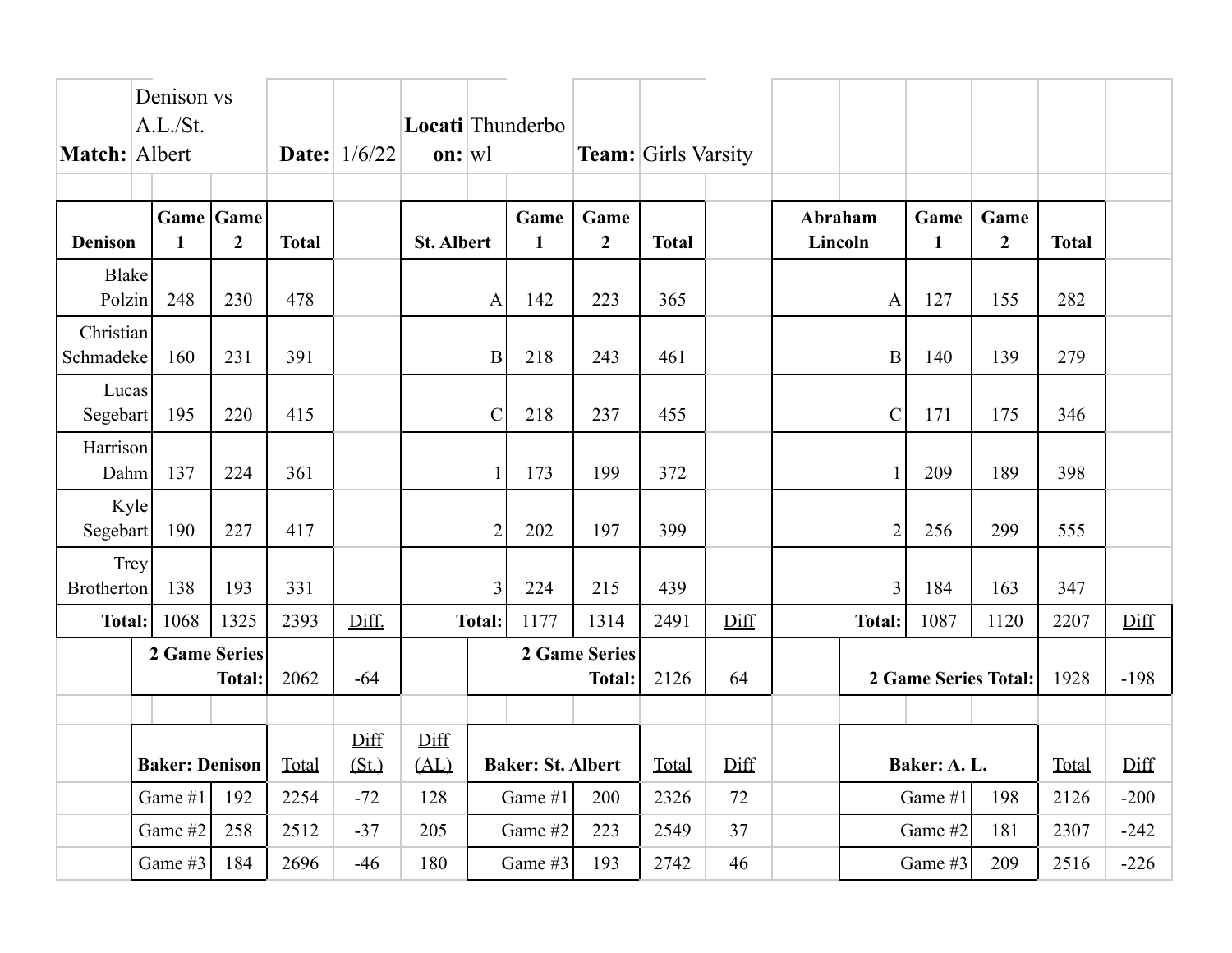| Match: | Denison vs A.L./St. Albert | Date: | 1/6/22 | Location: | Thunderbowl | Team: | Girls Varsity |
|---|---|---|---|---|---|---|---|

| Denison | Game 1 | Game 2 | Total | |
|---|---|---|---|---|
| Blake Polzin | 248 | 230 | 478 | |
| Christian Schmadeke | 160 | 231 | 391 | |
| Lucas Segebart | 195 | 220 | 415 | |
| Harrison Dahm | 137 | 224 | 361 | |
| Kyle Segebart | 190 | 227 | 417 | |
| Trey Brotherton | 138 | 193 | 331 | |
| Total: | 1068 | 1325 | 2393 | Diff. |
| | 2 Game Series Total: | | 2062 | -64 |

| St. Albert | Game 1 | Game 2 | Total | |
|---|---|---|---|---|
| A | 142 | 223 | 365 | |
| B | 218 | 243 | 461 | |
| C | 218 | 237 | 455 | |
| 1 | 173 | 199 | 372 | |
| 2 | 202 | 197 | 399 | |
| 3 | 224 | 215 | 439 | |
| Total: | 1177 | 1314 | 2491 | Diff |
| | 2 Game Series Total: | | 2126 | 64 |

| Abraham Lincoln | Game 1 | Game 2 | Total | |
|---|---|---|---|---|
| A | 127 | 155 | 282 | |
| B | 140 | 139 | 279 | |
| C | 171 | 175 | 346 | |
| 1 | 209 | 189 | 398 | |
| 2 | 256 | 299 | 555 | |
| 3 | 184 | 163 | 347 | |
| Total: | 1087 | 1120 | 2207 | Diff |
| | 2 Game Series Total: | | 1928 | -198 |

| Baker: Denison | | Total | Diff (St.) | Diff (AL) |
|---|---|---|---|---|
| Game #1 | 192 | 2254 | -72 | 128 |
| Game #2 | 258 | 2512 | -37 | 205 |
| Game #3 | 184 | 2696 | -46 | 180 |

| Baker: St. Albert | | Total | Diff |
|---|---|---|---|
| Game #1 | 200 | 2326 | 72 |
| Game #2 | 223 | 2549 | 37 |
| Game #3 | 193 | 2742 | 46 |

| Baker: A. L. | | Total | Diff |
|---|---|---|---|
| Game #1 | 198 | 2126 | -200 |
| Game #2 | 181 | 2307 | -242 |
| Game #3 | 209 | 2516 | -226 |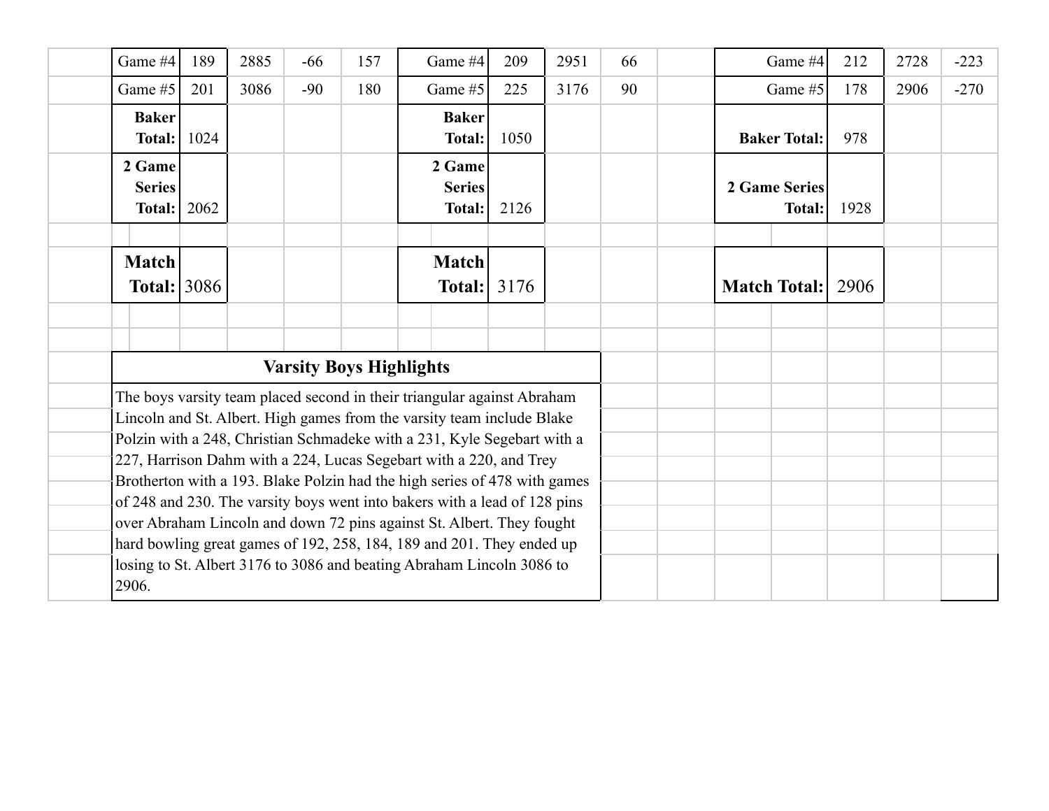| | | | | | | | | | | | | |
|---|---|---|---|---|---|---|---|---|---|---|---|---|
| Game #4 | 189 | 2885 | -66 | 157 | Game #4 | 209 | 2951 | 66 | | Game #4 | 212 | 2728 | -223 |
| Game #5 | 201 | 3086 | -90 | 180 | Game #5 | 225 | 3176 | 90 | | Game #5 | 178 | 2906 | -270 |
| **Baker Total:** | 1024 | | | | **Baker Total:** | 1050 | | | | **Baker Total:** | 978 | | |
| **2 Game Series Total:** | 2062 | | | | **2 Game Series Total:** | 2126 | | | | **2 Game Series Total:** | 1928 | | |
| **Match Total:** | 3086 | | | | **Match Total:** | 3176 | | | | **Match Total:** | 2906 | | |

### Varsity Boys Highlights

The boys varsity team placed second in their triangular against Abraham Lincoln and St. Albert. High games from the varsity team include Blake Polzin with a 248, Christian Schmadeke with a 231, Kyle Segebart with a 227, Harrison Dahm with a 224, Lucas Segebart with a 220, and Trey Brotherton with a 193. Blake Polzin had the high series of 478 with games of 248 and 230. The varsity boys went into bakers with a lead of 128 pins over Abraham Lincoln and down 72 pins against St. Albert. They fought hard bowling great games of 192, 258, 184, 189 and 201. They ended up losing to St. Albert 3176 to 3086 and beating Abraham Lincoln 3086 to 2906.